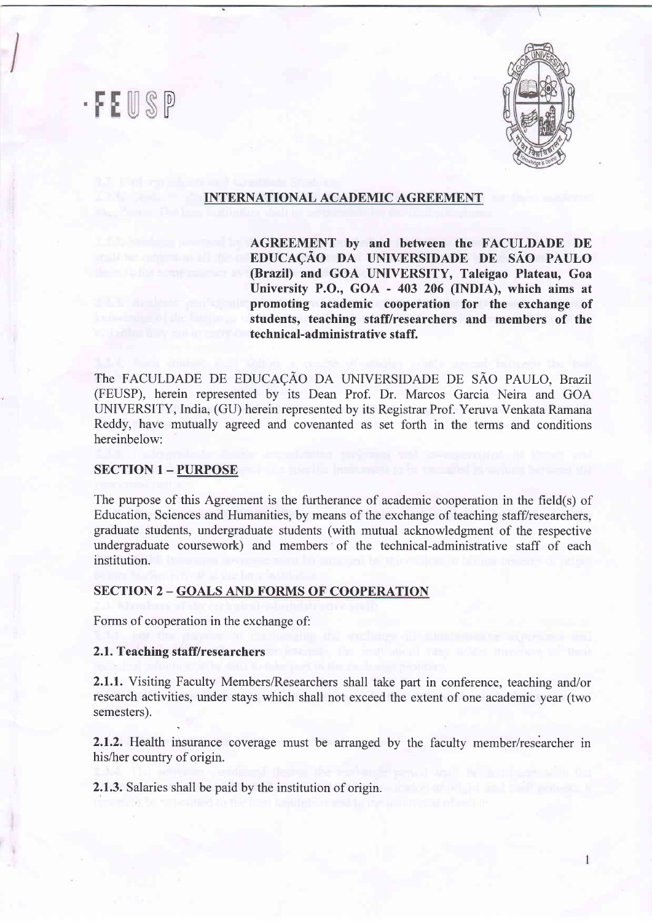·FEUSP

## INTERNATIONAL ACADEMIC AGREEMENT

**AGREEMENT by and between the FACULDADE DE EDUCAÇÃO DA UNIVERSIDADE DE SÃO PAULO (Brazil) and GOA UNIVERSITY, Taleigao Plateau, Goa University P.O., GOA - 403 206 (INDIA), which aims at promoting academic cooperation for the exchange of students, teaching staff/researchers and members of the technical-administrative staff.**

The FACULDADE DE EDUCAÇÃO DA UNIVERSIDADE DE SÃO PAULO, Brazil (FEUSP), herein represented by its Dean Prof. Dr. Marcos Garcia Neira and GOA UNIVERSITY, India, (GU) herein represented by its Registrar Prof. Yeruva Venkata Ramana Reddy, have mutually agreed and covenanted as set forth in the terms and conditions hereinbelow:

### SECTION 1 – PURPOSE

The purpose of this Agreement is the furtherance of academic cooperation in the field(s) of Education, Sciences and Humanities, by means of the exchange of teaching staff/researchers, graduate students, undergraduate students (with mutual acknowledgment of the respective undergraduate coursework) and members of the technical-administrative staff of each institution.

### SECTION 2 – GOALS AND FORMS OF COOPERATION

Forms of cooperation in the exchange of:

**2.1. Teaching staff/researchers**

**2.1.1.** Visiting Faculty Members/Researchers shall take part in conference, teaching and/or research activities, under stays which shall not exceed the extent of one academic year (two semesters).

**2.1.2.** Health insurance coverage must be arranged by the faculty member/researcher in his/her country of origin.

**2.1.3.** Salaries shall be paid by the institution of origin.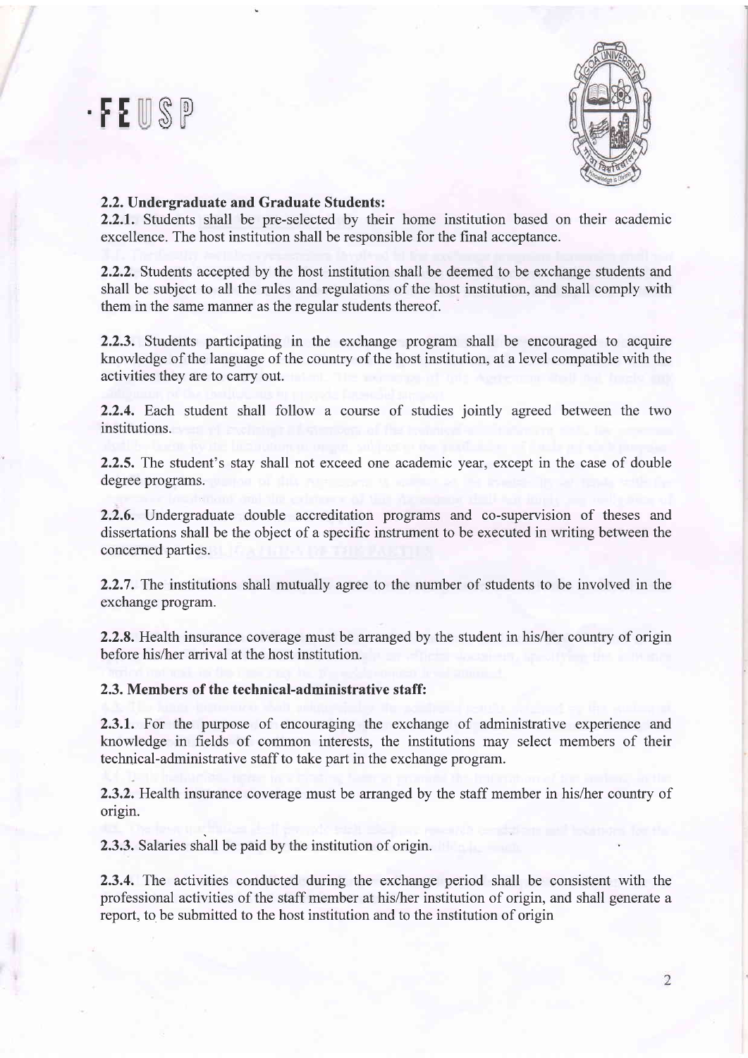## 2.2. Undergraduate and Graduate Students:

**2.2.1.** Students shall be pre-selected by their home institution based on their academic excellence. The host institution shall be responsible for the final acceptance.

**2.2.2.** Students accepted by the host institution shall be deemed to be exchange students and shall be subject to all the rules and regulations of the host institution, and shall comply with them in the same manner as the regular students thereof.

**2.2.3.** Students participating in the exchange program shall be encouraged to acquire knowledge of the language of the country of the host institution, at a level compatible with the activities they are to carry out.

**2.2.4.** Each student shall follow a course of studies jointly agreed between the two institutions.

**2.2.5.** The student's stay shall not exceed one academic year, except in the case of double degree programs.

**2.2.6.** Undergraduate double accreditation programs and co-supervision of theses and dissertations shall be the object of a specific instrument to be executed in writing between the concerned parties.

**2.2.7.** The institutions shall mutually agree to the number of students to be involved in the exchange program.

**2.2.8.** Health insurance coverage must be arranged by the student in his/her country of origin before his/her arrival at the host institution.

## 2.3. Members of the technical-administrative staff:

**2.3.1.** For the purpose of encouraging the exchange of administrative experience and knowledge in fields of common interests, the institutions may select members of their technical-administrative staff to take part in the exchange program.

**2.3.2.** Health insurance coverage must be arranged by the staff member in his/her country of origin.

**2.3.3.** Salaries shall be paid by the institution of origin.

**2.3.4.** The activities conducted during the exchange period shall be consistent with the professional activities of the staff member at his/her institution of origin, and shall generate a report, to be submitted to the host institution and to the institution of origin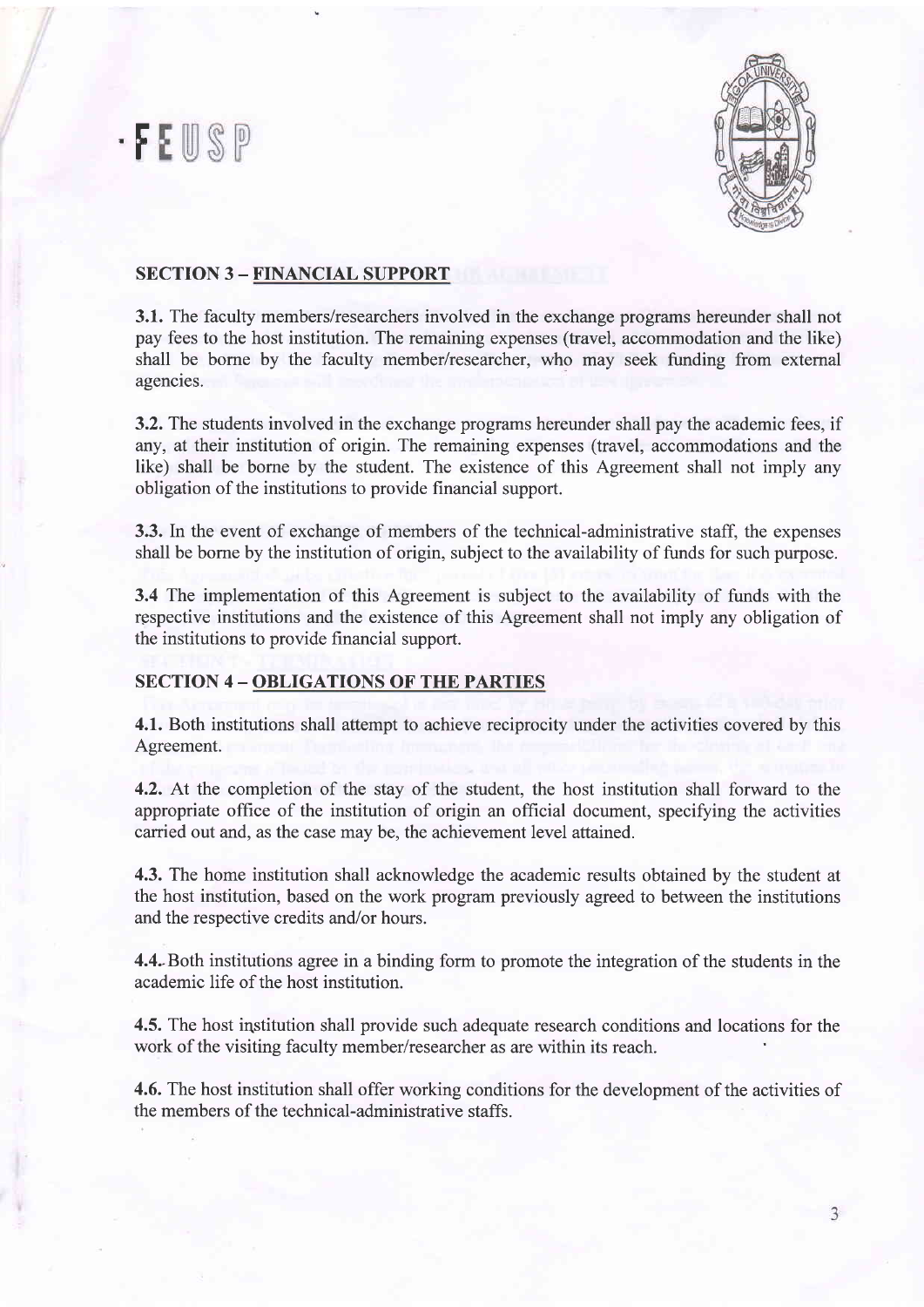## SECTION 3 – FINANCIAL SUPPORT

**3.1.** The faculty members/researchers involved in the exchange programs hereunder shall not pay fees to the host institution. The remaining expenses (travel, accommodation and the like) shall be borne by the faculty member/researcher, who may seek funding from external agencies.

**3.2.** The students involved in the exchange programs hereunder shall pay the academic fees, if any, at their institution of origin. The remaining expenses (travel, accommodations and the like) shall be borne by the student. The existence of this Agreement shall not imply any obligation of the institutions to provide financial support.

**3.3.** In the event of exchange of members of the technical-administrative staff, the expenses shall be borne by the institution of origin, subject to the availability of funds for such purpose.

**3.4** The implementation of this Agreement is subject to the availability of funds with the respective institutions and the existence of this Agreement shall not imply any obligation of the institutions to provide financial support.

## SECTION 4 – OBLIGATIONS OF THE PARTIES

**4.1.** Both institutions shall attempt to achieve reciprocity under the activities covered by this Agreement.

**4.2.** At the completion of the stay of the student, the host institution shall forward to the appropriate office of the institution of origin an official document, specifying the activities carried out and, as the case may be, the achievement level attained.

**4.3.** The home institution shall acknowledge the academic results obtained by the student at the host institution, based on the work program previously agreed to between the institutions and the respective credits and/or hours.

**4.4.** Both institutions agree in a binding form to promote the integration of the students in the academic life of the host institution.

**4.5.** The host institution shall provide such adequate research conditions and locations for the work of the visiting faculty member/researcher as are within its reach.

**4.6.** The host institution shall offer working conditions for the development of the activities of the members of the technical-administrative staffs.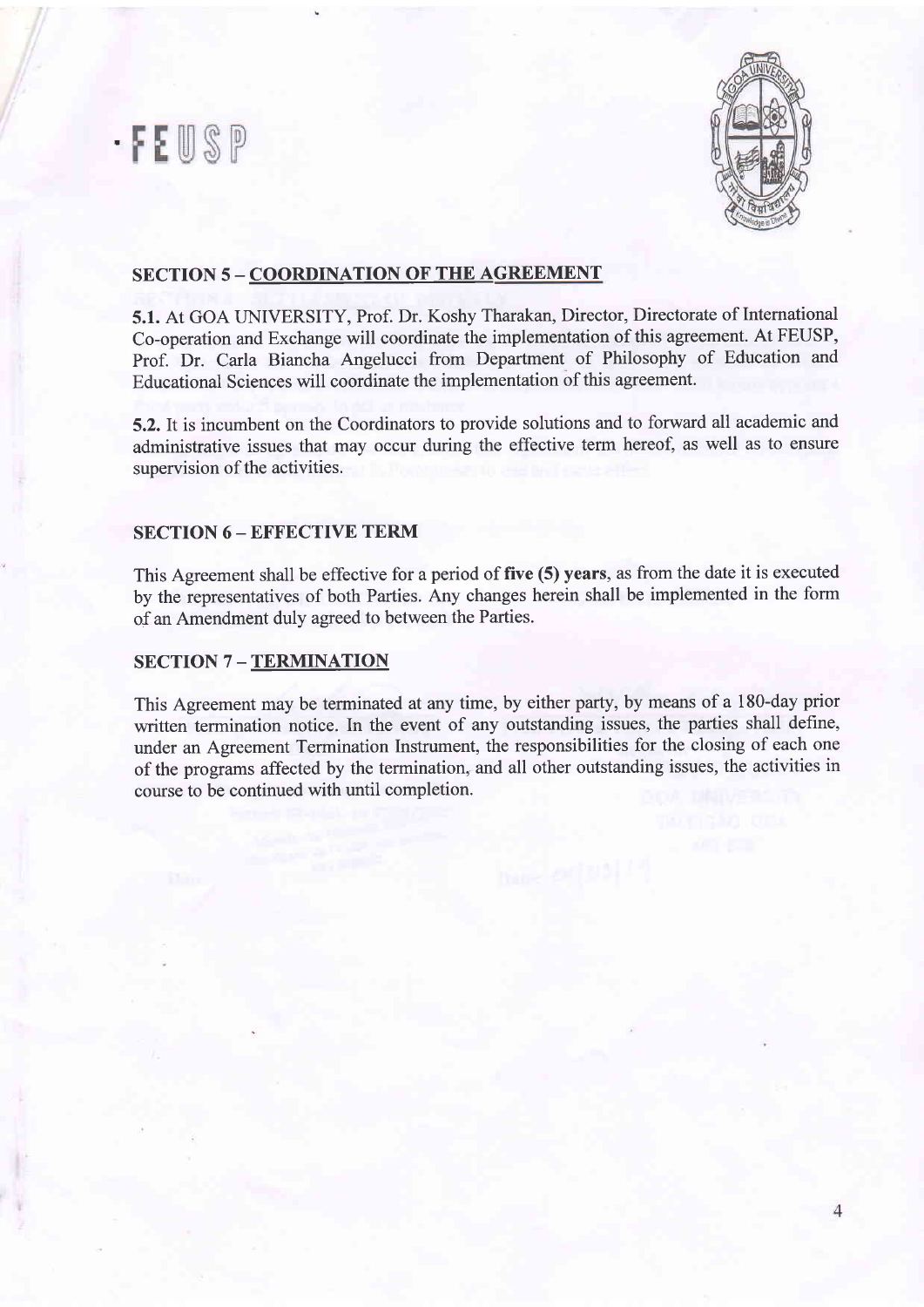## SECTION 5 – COORDINATION OF THE AGREEMENT

**5.1.** At GOA UNIVERSITY, Prof. Dr. Koshy Tharakan, Director, Directorate of International Co-operation and Exchange will coordinate the implementation of this agreement. At FEUSP, Prof. Dr. Carla Biancha Angelucci from Department of Philosophy of Education and Educational Sciences will coordinate the implementation of this agreement.

**5.2.** It is incumbent on the Coordinators to provide solutions and to forward all academic and administrative issues that may occur during the effective term hereof, as well as to ensure supervision of the activities.

## SECTION 6 – EFFECTIVE TERM

This Agreement shall be effective for a period of **five (5) years**, as from the date it is executed by the representatives of both Parties. Any changes herein shall be implemented in the form of an Amendment duly agreed to between the Parties.

## SECTION 7 – TERMINATION

This Agreement may be terminated at any time, by either party, by means of a 180-day prior written termination notice. In the event of any outstanding issues, the parties shall define, under an Agreement Termination Instrument, the responsibilities for the closing of each one of the programs affected by the termination, and all other outstanding issues, the activities in course to be continued with until completion.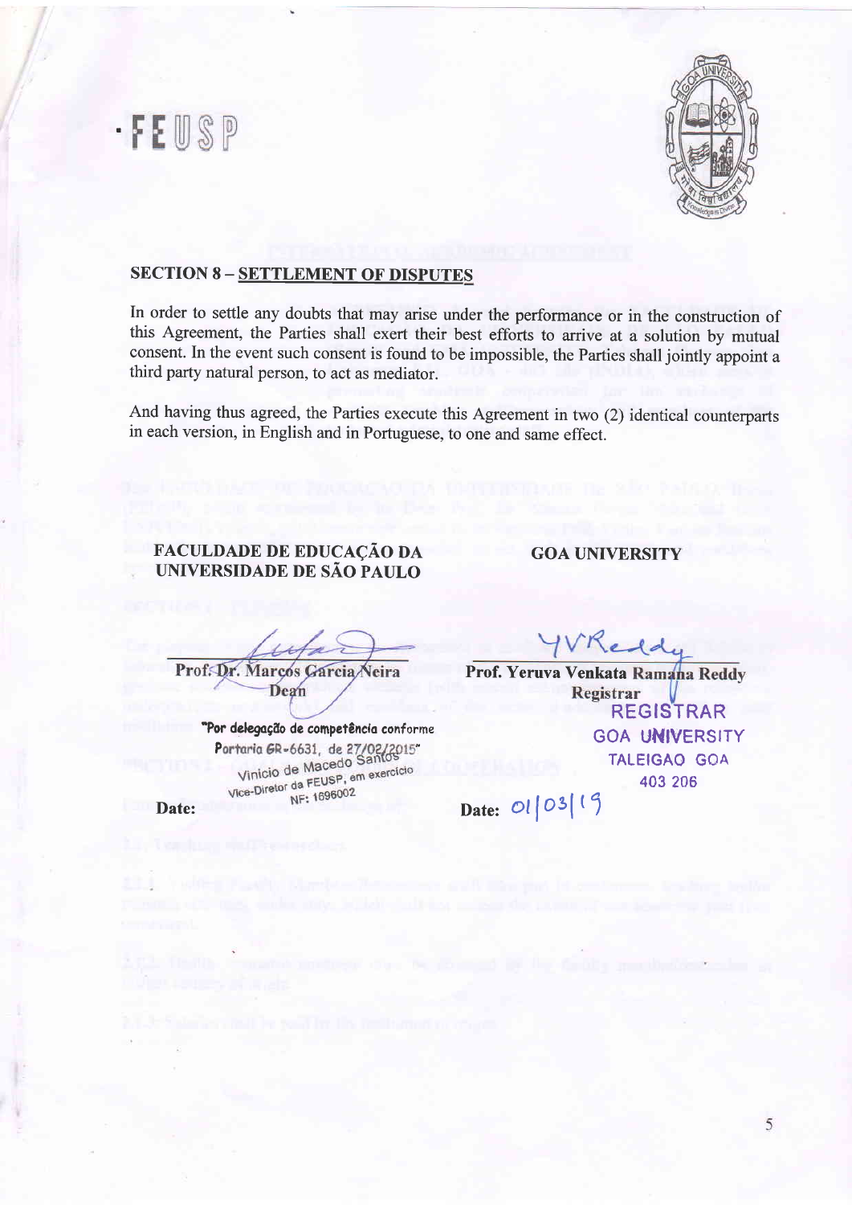FEUSP

## SECTION 8 – SETTLEMENT OF DISPUTES

In order to settle any doubts that may arise under the performance or in the construction of this Agreement, the Parties shall exert their best efforts to arrive at a solution by mutual consent. In the event such consent is found to be impossible, the Parties shall jointly appoint a third party natural person, to act as mediator.

And having thus agreed, the Parties execute this Agreement in two (2) identical counterparts in each version, in English and in Portuguese, to one and same effect.

**FACULDADE DE EDUCAÇÃO DA UNIVERSIDADE DE SÃO PAULO**

**Prof. Dr. Marcos Garcia Neira**
**Dean**

"Por delegação de competência conforme Portaria GR-6631, de 27/02/2015"
Vinicio de Macedo Santos
Vice-Diretor da FEUSP, em exercício
NF: 1696002

**Date:**

**GOA UNIVERSITY**

YVReddy

**Prof. Yeruva Venkata Ramana Reddy**
**Registrar**

REGISTRAR
GOA UNIVERSITY
TALEIGAO GOA
403 206

**Date:** 01/03/19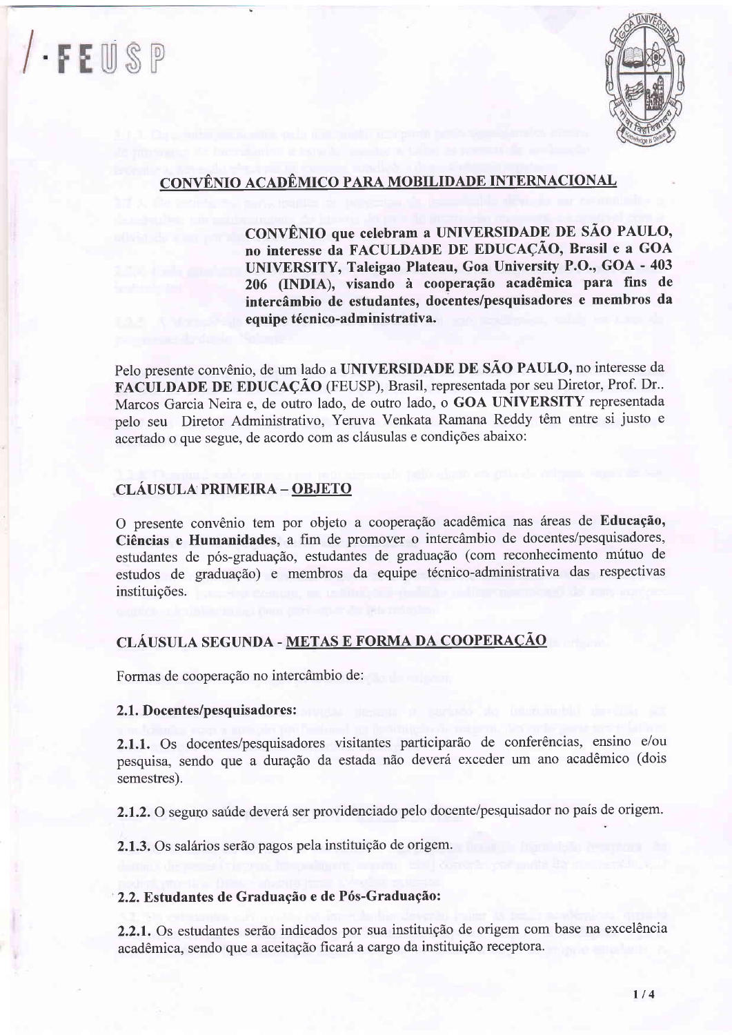/·FEUSP

## CONVÊNIO ACADÊMICO PARA MOBILIDADE INTERNACIONAL

**CONVÊNIO que celebram a UNIVERSIDADE DE SÃO PAULO, no interesse da FACULDADE DE EDUCAÇÃO, Brasil e a GOA UNIVERSITY, Taleigao Plateau, Goa University P.O., GOA - 403 206 (INDIA), visando à cooperação acadêmica para fins de intercâmbio de estudantes, docentes/pesquisadores e membros da equipe técnico-administrativa.**

Pelo presente convênio, de um lado a **UNIVERSIDADE DE SÃO PAULO,** no interesse da **FACULDADE DE EDUCAÇÃO** (FEUSP), Brasil, representada por seu Diretor, Prof. Dr.. Marcos Garcia Neira e, de outro lado, de outro lado, o **GOA UNIVERSITY** representada pelo seu Diretor Administrativo, Yeruva Venkata Ramana Reddy têm entre si justo e acertado o que segue, de acordo com as cláusulas e condições abaixo:

### CLÁUSULA PRIMEIRA – OBJETO

O presente convênio tem por objeto a cooperação acadêmica nas áreas de **Educação, Ciências e Humanidades**, a fim de promover o intercâmbio de docentes/pesquisadores, estudantes de pós-graduação, estudantes de graduação (com reconhecimento mútuo de estudos de graduação) e membros da equipe técnico-administrativa das respectivas instituições.

### CLÁUSULA SEGUNDA - METAS E FORMA DA COOPERAÇÃO

Formas de cooperação no intercâmbio de:

**2.1. Docentes/pesquisadores:**

**2.1.1.** Os docentes/pesquisadores visitantes participarão de conferências, ensino e/ou pesquisa, sendo que a duração da estada não deverá exceder um ano acadêmico (dois semestres).

**2.1.2.** O seguro saúde deverá ser providenciado pelo docente/pesquisador no país de origem.

**2.1.3.** Os salários serão pagos pela instituição de origem.

**2.2. Estudantes de Graduação e de Pós-Graduação:**

**2.2.1.** Os estudantes serão indicados por sua instituição de origem com base na excelência acadêmica, sendo que a aceitação ficará a cargo da instituição receptora.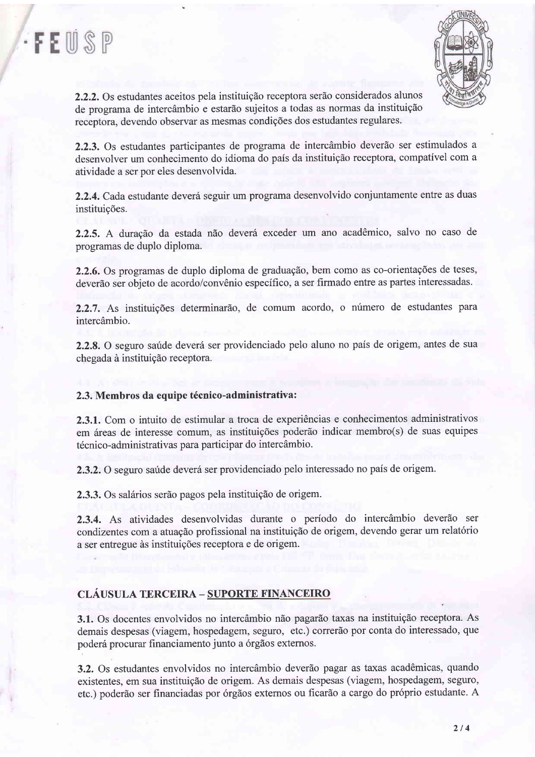**2.2.2.** Os estudantes aceitos pela instituição receptora serão considerados alunos de programa de intercâmbio e estarão sujeitos a todas as normas da instituição receptora, devendo observar as mesmas condições dos estudantes regulares.

**2.2.3.** Os estudantes participantes de programa de intercâmbio deverão ser estimulados a desenvolver um conhecimento do idioma do país da instituição receptora, compatível com a atividade a ser por eles desenvolvida.

**2.2.4.** Cada estudante deverá seguir um programa desenvolvido conjuntamente entre as duas instituições.

**2.2.5.** A duração da estada não deverá exceder um ano acadêmico, salvo no caso de programas de duplo diploma.

**2.2.6.** Os programas de duplo diploma de graduação, bem como as co-orientações de teses, deverão ser objeto de acordo/convênio específico, a ser firmado entre as partes interessadas.

**2.2.7.** As instituições determinarão, de comum acordo, o número de estudantes para intercâmbio.

**2.2.8.** O seguro saúde deverá ser providenciado pelo aluno no país de origem, antes de sua chegada à instituição receptora.

**2.3. Membros da equipe técnico-administrativa:**

**2.3.1.** Com o intuito de estimular a troca de experiências e conhecimentos administrativos em áreas de interesse comum, as instituições poderão indicar membro(s) de suas equipes técnico-administrativas para participar do intercâmbio.

**2.3.2.** O seguro saúde deverá ser providenciado pelo interessado no país de origem.

**2.3.3.** Os salários serão pagos pela instituição de origem.

**2.3.4.** As atividades desenvolvidas durante o período do intercâmbio deverão ser condizentes com a atuação profissional na instituição de origem, devendo gerar um relatório a ser entregue às instituições receptora e de origem.

## CLÁUSULA TERCEIRA – SUPORTE FINANCEIRO

**3.1.** Os docentes envolvidos no intercâmbio não pagarão taxas na instituição receptora. As demais despesas (viagem, hospedagem, seguro, etc.) correrão por conta do interessado, que poderá procurar financiamento junto a órgãos externos.

**3.2.** Os estudantes envolvidos no intercâmbio deverão pagar as taxas acadêmicas, quando existentes, em sua instituição de origem. As demais despesas (viagem, hospedagem, seguro, etc.) poderão ser financiadas por órgãos externos ou ficarão a cargo do próprio estudante. A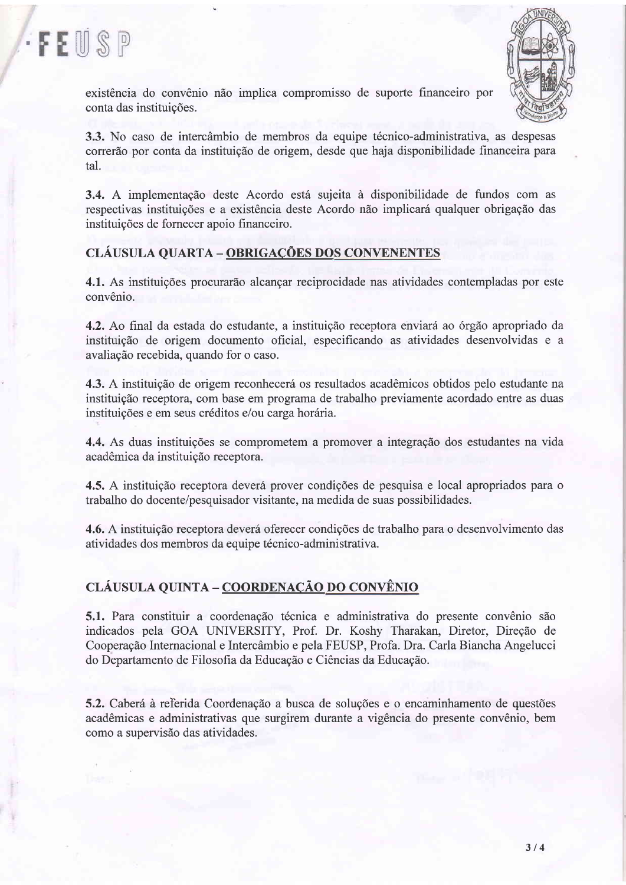existência do convênio não implica compromisso de suporte financeiro por conta das instituições.

**3.3.** No caso de intercâmbio de membros da equipe técnico-administrativa, as despesas correrão por conta da instituição de origem, desde que haja disponibilidade financeira para tal.

**3.4.** A implementação deste Acordo está sujeita à disponibilidade de fundos com as respectivas instituições e a existência deste Acordo não implicará qualquer obrigação das instituições de fornecer apoio financeiro.

## CLÁUSULA QUARTA – OBRIGAÇÕES DOS CONVENENTES

**4.1.** As instituições procurarão alcançar reciprocidade nas atividades contempladas por este convênio.

**4.2.** Ao final da estada do estudante, a instituição receptora enviará ao órgão apropriado da instituição de origem documento oficial, especificando as atividades desenvolvidas e a avaliação recebida, quando for o caso.

**4.3.** A instituição de origem reconhecerá os resultados acadêmicos obtidos pelo estudante na instituição receptora, com base em programa de trabalho previamente acordado entre as duas instituições e em seus créditos e/ou carga horária.

**4.4.** As duas instituições se comprometem a promover a integração dos estudantes na vida acadêmica da instituição receptora.

**4.5.** A instituição receptora deverá prover condições de pesquisa e local apropriados para o trabalho do docente/pesquisador visitante, na medida de suas possibilidades.

**4.6.** A instituição receptora deverá oferecer condições de trabalho para o desenvolvimento das atividades dos membros da equipe técnico-administrativa.

## CLÁUSULA QUINTA – COORDENAÇÃO DO CONVÊNIO

**5.1.** Para constituir a coordenação técnica e administrativa do presente convênio são indicados pela GOA UNIVERSITY, Prof. Dr. Koshy Tharakan, Diretor, Direção de Cooperação Internacional e Intercâmbio e pela FEUSP, Profa. Dra. Carla Biancha Angelucci do Departamento de Filosofia da Educação e Ciências da Educação.

**5.2.** Caberá à referida Coordenação a busca de soluções e o encaminhamento de questões acadêmicas e administrativas que surgirem durante a vigência do presente convênio, bem como a supervisão das atividades.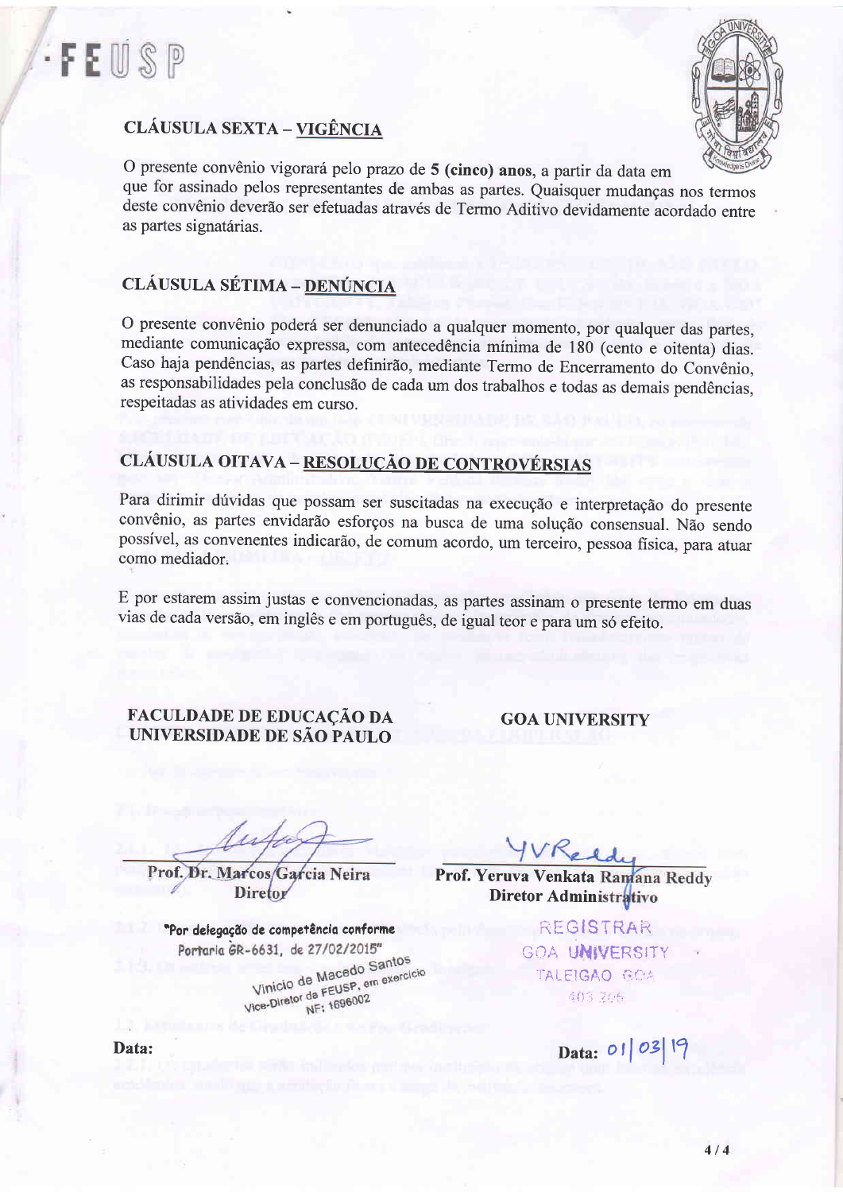## CLÁUSULA SEXTA – VIGÊNCIA

O presente convênio vigorará pelo prazo de **5 (cinco) anos**, a partir da data em que for assinado pelos representantes de ambas as partes. Quaisquer mudanças nos termos deste convênio deverão ser efetuadas através de Termo Aditivo devidamente acordado entre as partes signatárias.

## CLÁUSULA SÉTIMA – DENÚNCIA

O presente convênio poderá ser denunciado a qualquer momento, por qualquer das partes, mediante comunicação expressa, com antecedência mínima de 180 (cento e oitenta) dias. Caso haja pendências, as partes definirão, mediante Termo de Encerramento do Convênio, as responsabilidades pela conclusão de cada um dos trabalhos e todas as demais pendências, respeitadas as atividades em curso.

## CLÁUSULA OITAVA – RESOLUÇÃO DE CONTROVÉRSIAS

Para dirimir dúvidas que possam ser suscitadas na execução e interpretação do presente convênio, as partes envidarão esforços na busca de uma solução consensual. Não sendo possível, as convenentes indicarão, de comum acordo, um terceiro, pessoa física, para atuar como mediador.

E por estarem assim justas e convencionadas, as partes assinam o presente termo em duas vias de cada versão, em inglês e em português, de igual teor e para um só efeito.

**FACULDADE DE EDUCAÇÃO DA UNIVERSIDADE DE SÃO PAULO**

Prof. Dr. Marcos Garcia Neira
Diretor

"Por delegação de competência conforme Portaria GR-6631, de 27/02/2015"

Vinicio de Macedo Santos
Vice-Diretor da FEUSP, em exercício
NF: 1696002

Data:

**GOA UNIVERSITY**

YVReddy

Prof. Yeruva Venkata Ramana Reddy
Diretor Administrativo

REGISTRAR
GOA UNIVERSITY
TALEIGAO GOA
403 206

Data: 01/03/19